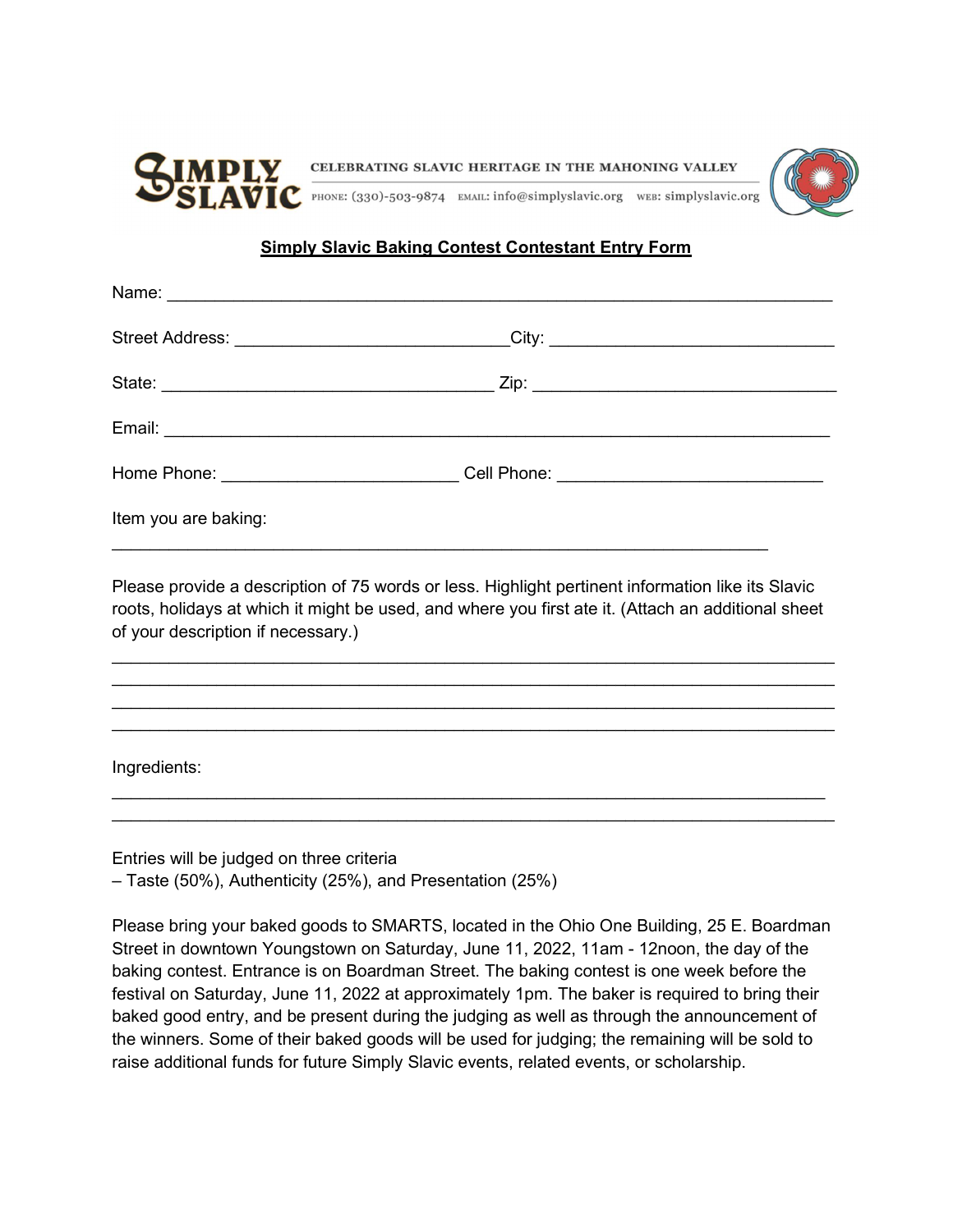**SIMPLY SLAVIC**

CELEBRATING SLAVIC HERITAGE IN THE MAHONING VALLEY

PHONE: (330)-503-9874 EMAIL: info@simplyslavic.org WEB: simplyslavic.org

**Simply Slavic Baking Contest Contestant Entry Form**

Name: ___________________________________________________________________________

Street Address: ____________________________City: ______________________________

State: ___________________________________ Zip: _________________________________

Email: __________________________________________________________________________

Home Phone: ________________________ Cell Phone: ___________________________

Item you are baking:

_________________________________________________________________________

Please provide a description of 75 words or less. Highlight pertinent information like its Slavic roots, holidays at which it might be used, and where you first ate it. (Attach an additional sheet of your description if necessary.)

_____________________________________________________________________________
_____________________________________________________________________________
_____________________________________________________________________________
_____________________________________________________________________________

Ingredients:

_____________________________________________________________________________
_____________________________________________________________________________

Entries will be judged on three criteria
– Taste (50%), Authenticity (25%), and Presentation (25%)

Please bring your baked goods to SMARTS, located in the Ohio One Building, 25 E. Boardman Street in downtown Youngstown on Saturday, June 11, 2022, 11am - 12noon, the day of the baking contest. Entrance is on Boardman Street. The baking contest is one week before the festival on Saturday, June 11, 2022 at approximately 1pm. The baker is required to bring their baked good entry, and be present during the judging as well as through the announcement of the winners. Some of their baked goods will be used for judging; the remaining will be sold to raise additional funds for future Simply Slavic events, related events, or scholarship.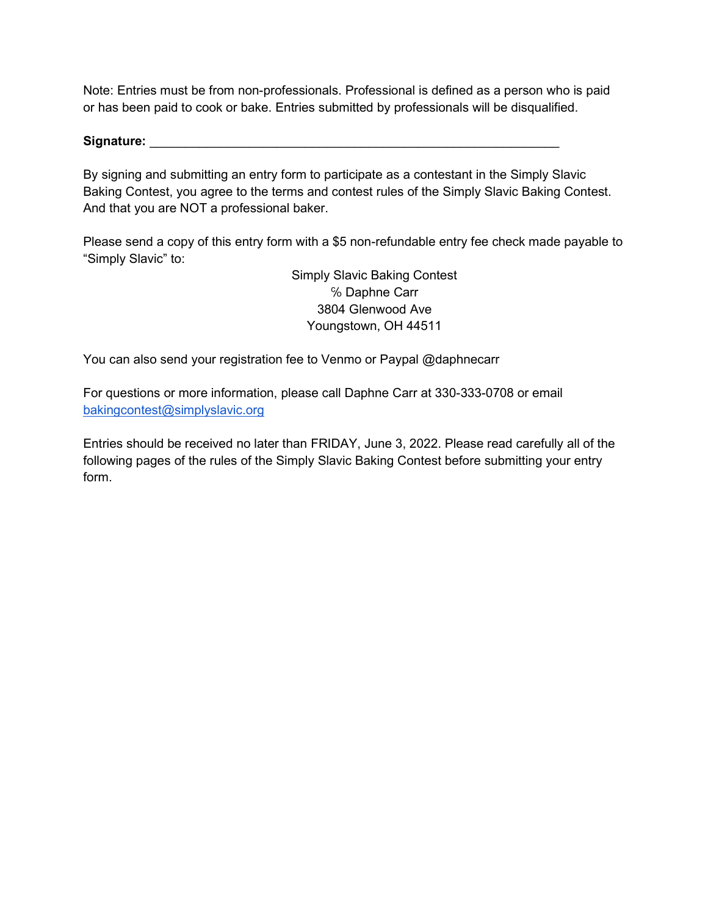Note: Entries must be from non-professionals. Professional is defined as a person who is paid or has been paid to cook or bake. Entries submitted by professionals will be disqualified.

**Signature:** ____________________________________________________________

By signing and submitting an entry form to participate as a contestant in the Simply Slavic Baking Contest, you agree to the terms and contest rules of the Simply Slavic Baking Contest. And that you are NOT a professional baker.

Please send a copy of this entry form with a $5 non-refundable entry fee check made payable to "Simply Slavic" to:

Simply Slavic Baking Contest
℅ Daphne Carr
3804 Glenwood Ave
Youngstown, OH 44511

You can also send your registration fee to Venmo or Paypal @daphnecarr

For questions or more information, please call Daphne Carr at 330-333-0708 or email [bakingcontest@simplyslavic.org](mailto:bakingcontest@simplyslavic.org)

Entries should be received no later than FRIDAY, June 3, 2022. Please read carefully all of the following pages of the rules of the Simply Slavic Baking Contest before submitting your entry form.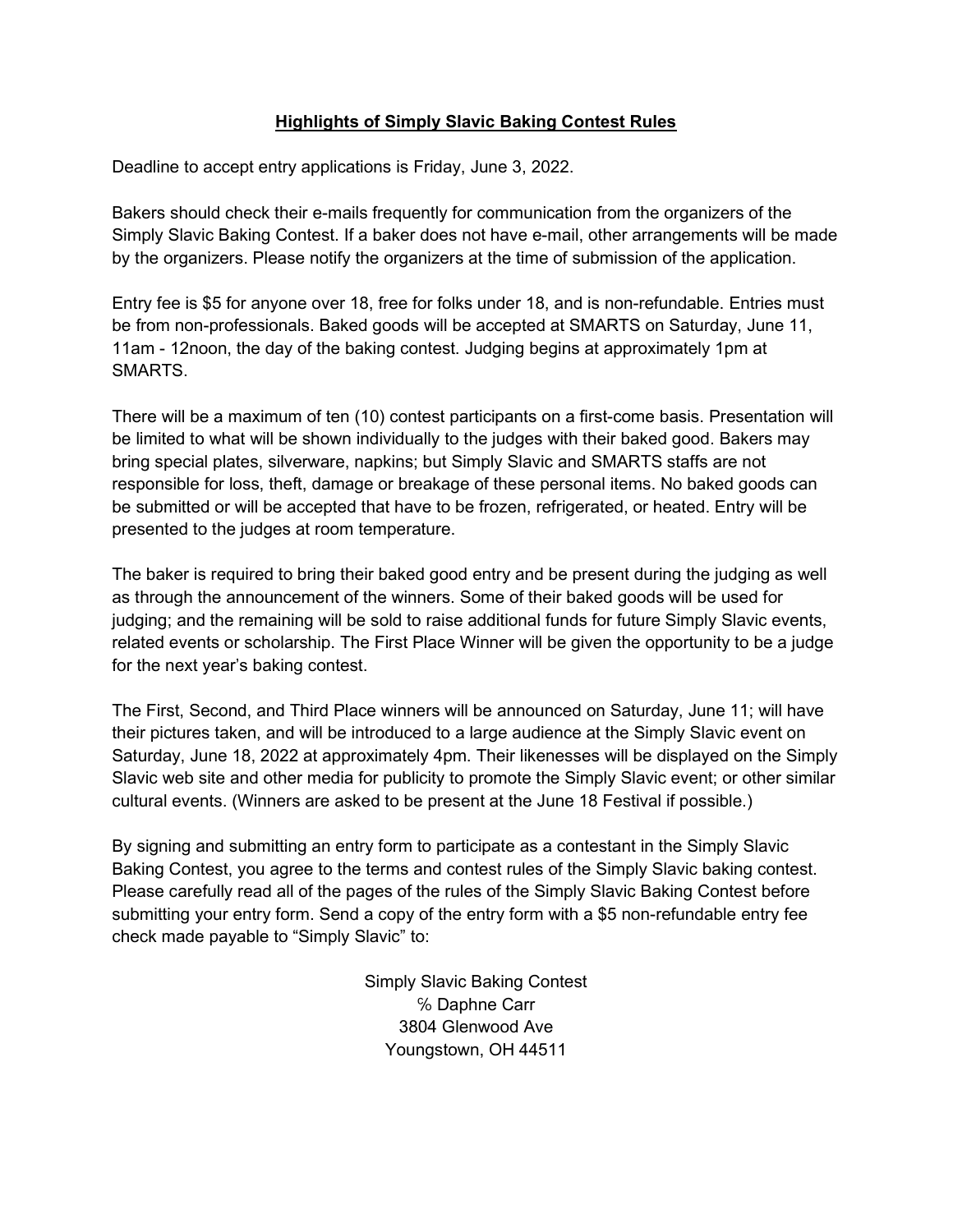## **Highlights of Simply Slavic Baking Contest Rules**

Deadline to accept entry applications is Friday, June 3, 2022.

Bakers should check their e-mails frequently for communication from the organizers of the Simply Slavic Baking Contest. If a baker does not have e-mail, other arrangements will be made by the organizers. Please notify the organizers at the time of submission of the application.

Entry fee is $5 for anyone over 18, free for folks under 18, and is non-refundable. Entries must be from non-professionals. Baked goods will be accepted at SMARTS on Saturday, June 11, 11am - 12noon, the day of the baking contest. Judging begins at approximately 1pm at SMARTS.

There will be a maximum of ten (10) contest participants on a first-come basis. Presentation will be limited to what will be shown individually to the judges with their baked good. Bakers may bring special plates, silverware, napkins; but Simply Slavic and SMARTS staffs are not responsible for loss, theft, damage or breakage of these personal items. No baked goods can be submitted or will be accepted that have to be frozen, refrigerated, or heated. Entry will be presented to the judges at room temperature.

The baker is required to bring their baked good entry and be present during the judging as well as through the announcement of the winners. Some of their baked goods will be used for judging; and the remaining will be sold to raise additional funds for future Simply Slavic events, related events or scholarship. The First Place Winner will be given the opportunity to be a judge for the next year's baking contest.

The First, Second, and Third Place winners will be announced on Saturday, June 11; will have their pictures taken, and will be introduced to a large audience at the Simply Slavic event on Saturday, June 18, 2022 at approximately 4pm. Their likenesses will be displayed on the Simply Slavic web site and other media for publicity to promote the Simply Slavic event; or other similar cultural events. (Winners are asked to be present at the June 18 Festival if possible.)

By signing and submitting an entry form to participate as a contestant in the Simply Slavic Baking Contest, you agree to the terms and contest rules of the Simply Slavic baking contest. Please carefully read all of the pages of the rules of the Simply Slavic Baking Contest before submitting your entry form. Send a copy of the entry form with a $5 non-refundable entry fee check made payable to "Simply Slavic" to:

Simply Slavic Baking Contest
℅ Daphne Carr
3804 Glenwood Ave
Youngstown, OH 44511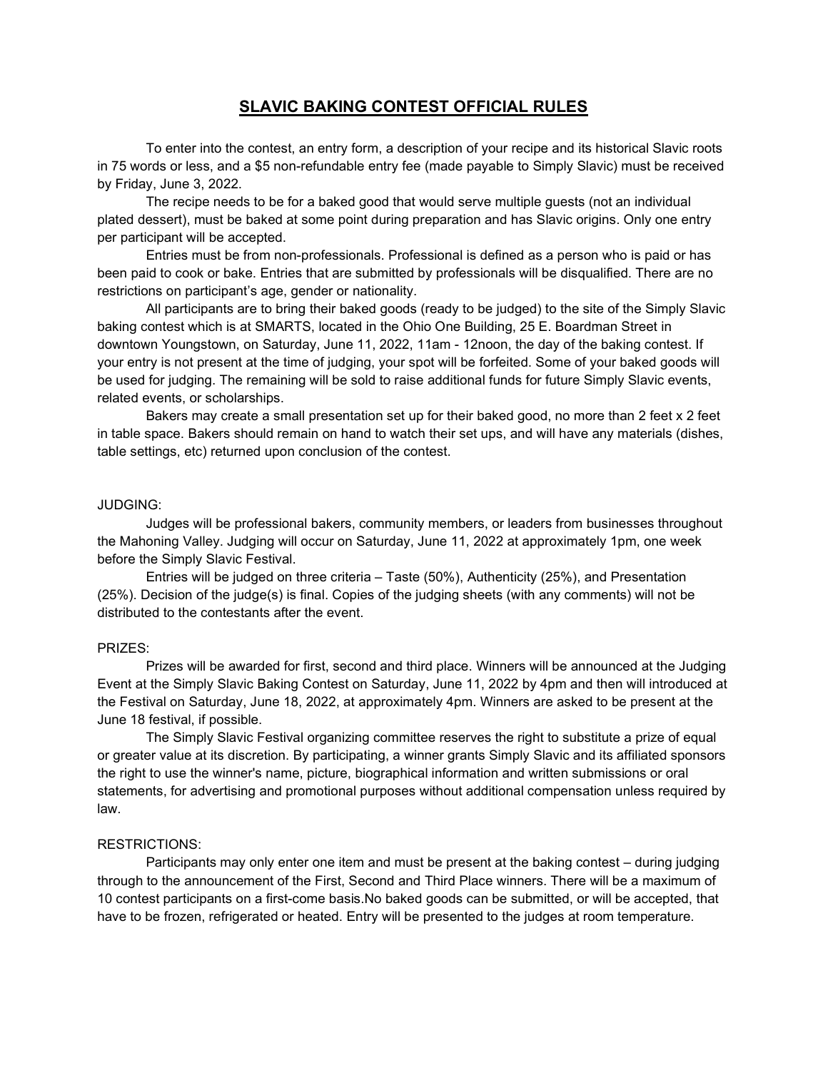# SLAVIC BAKING CONTEST OFFICIAL RULES

To enter into the contest, an entry form, a description of your recipe and its historical Slavic roots in 75 words or less, and a $5 non-refundable entry fee (made payable to Simply Slavic) must be received by Friday, June 3, 2022.

The recipe needs to be for a baked good that would serve multiple guests (not an individual plated dessert), must be baked at some point during preparation and has Slavic origins. Only one entry per participant will be accepted.

Entries must be from non-professionals. Professional is defined as a person who is paid or has been paid to cook or bake. Entries that are submitted by professionals will be disqualified. There are no restrictions on participant's age, gender or nationality.

All participants are to bring their baked goods (ready to be judged) to the site of the Simply Slavic baking contest which is at SMARTS, located in the Ohio One Building, 25 E. Boardman Street in downtown Youngstown, on Saturday, June 11, 2022, 11am - 12noon, the day of the baking contest. If your entry is not present at the time of judging, your spot will be forfeited. Some of your baked goods will be used for judging. The remaining will be sold to raise additional funds for future Simply Slavic events, related events, or scholarships.

Bakers may create a small presentation set up for their baked good, no more than 2 feet x 2 feet in table space. Bakers should remain on hand to watch their set ups, and will have any materials (dishes, table settings, etc) returned upon conclusion of the contest.

JUDGING:

Judges will be professional bakers, community members, or leaders from businesses throughout the Mahoning Valley. Judging will occur on Saturday, June 11, 2022 at approximately 1pm, one week before the Simply Slavic Festival.

Entries will be judged on three criteria – Taste (50%), Authenticity (25%), and Presentation (25%). Decision of the judge(s) is final. Copies of the judging sheets (with any comments) will not be distributed to the contestants after the event.

PRIZES:

Prizes will be awarded for first, second and third place. Winners will be announced at the Judging Event at the Simply Slavic Baking Contest on Saturday, June 11, 2022 by 4pm and then will introduced at the Festival on Saturday, June 18, 2022, at approximately 4pm. Winners are asked to be present at the June 18 festival, if possible.

The Simply Slavic Festival organizing committee reserves the right to substitute a prize of equal or greater value at its discretion. By participating, a winner grants Simply Slavic and its affiliated sponsors the right to use the winner's name, picture, biographical information and written submissions or oral statements, for advertising and promotional purposes without additional compensation unless required by law.

RESTRICTIONS:

Participants may only enter one item and must be present at the baking contest – during judging through to the announcement of the First, Second and Third Place winners. There will be a maximum of 10 contest participants on a first-come basis.No baked goods can be submitted, or will be accepted, that have to be frozen, refrigerated or heated. Entry will be presented to the judges at room temperature.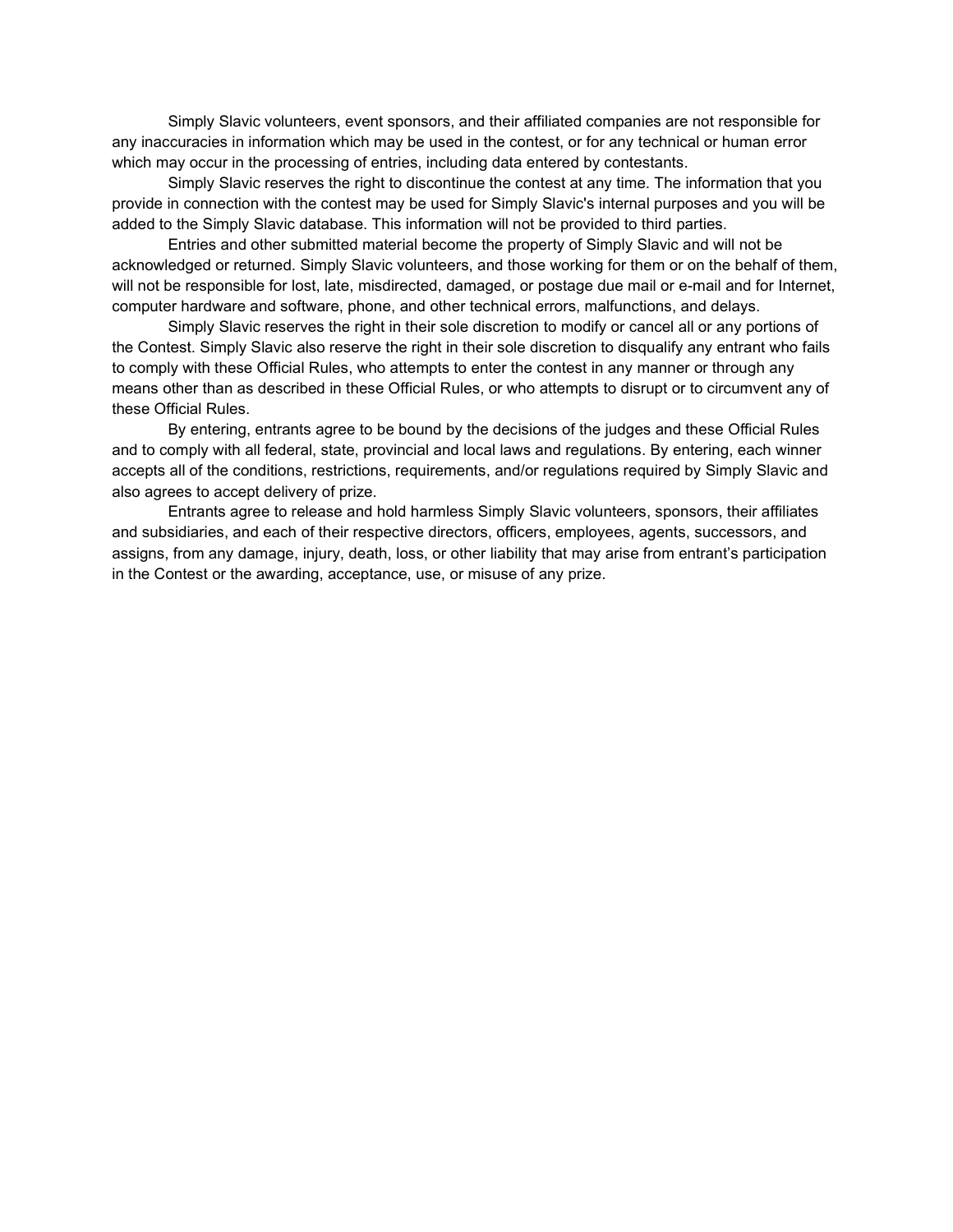Simply Slavic volunteers, event sponsors, and their affiliated companies are not responsible for any inaccuracies in information which may be used in the contest, or for any technical or human error which may occur in the processing of entries, including data entered by contestants.

Simply Slavic reserves the right to discontinue the contest at any time. The information that you provide in connection with the contest may be used for Simply Slavic's internal purposes and you will be added to the Simply Slavic database. This information will not be provided to third parties.

Entries and other submitted material become the property of Simply Slavic and will not be acknowledged or returned. Simply Slavic volunteers, and those working for them or on the behalf of them, will not be responsible for lost, late, misdirected, damaged, or postage due mail or e-mail and for Internet, computer hardware and software, phone, and other technical errors, malfunctions, and delays.

Simply Slavic reserves the right in their sole discretion to modify or cancel all or any portions of the Contest. Simply Slavic also reserve the right in their sole discretion to disqualify any entrant who fails to comply with these Official Rules, who attempts to enter the contest in any manner or through any means other than as described in these Official Rules, or who attempts to disrupt or to circumvent any of these Official Rules.

By entering, entrants agree to be bound by the decisions of the judges and these Official Rules and to comply with all federal, state, provincial and local laws and regulations. By entering, each winner accepts all of the conditions, restrictions, requirements, and/or regulations required by Simply Slavic and also agrees to accept delivery of prize.

Entrants agree to release and hold harmless Simply Slavic volunteers, sponsors, their affiliates and subsidiaries, and each of their respective directors, officers, employees, agents, successors, and assigns, from any damage, injury, death, loss, or other liability that may arise from entrant's participation in the Contest or the awarding, acceptance, use, or misuse of any prize.